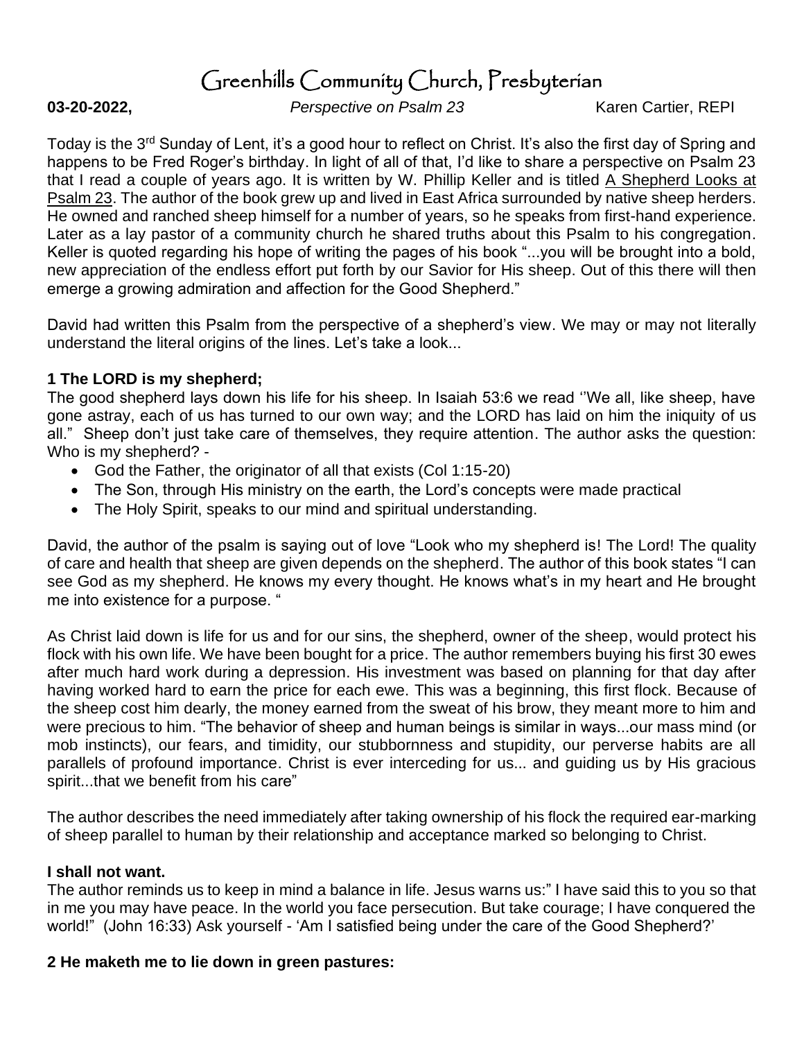# Greenhills Community Church, Presbyterian

**03-20-2022,** *Perspective on Psalm 23* Karen Cartier, REPI

Today is the 3rd Sunday of Lent, it's a good hour to reflect on Christ. It's also the first day of Spring and happens to be Fred Roger's birthday. In light of all of that, I'd like to share a perspective on Psalm 23 that I read a couple of years ago. It is written by W. Phillip Keller and is titled A Shepherd Looks at Psalm 23. The author of the book grew up and lived in East Africa surrounded by native sheep herders. He owned and ranched sheep himself for a number of years, so he speaks from first-hand experience. Later as a lay pastor of a community church he shared truths about this Psalm to his congregation. Keller is quoted regarding his hope of writing the pages of his book "...you will be brought into a bold, new appreciation of the endless effort put forth by our Savior for His sheep. Out of this there will then emerge a growing admiration and affection for the Good Shepherd."

David had written this Psalm from the perspective of a shepherd's view. We may or may not literally understand the literal origins of the lines. Let's take a look...

**1 The LORD is my shepherd;**

The good shepherd lays down his life for his sheep. In Isaiah 53:6 we read ''We all, like sheep, have gone astray, each of us has turned to our own way; and the LORD has laid on him the iniquity of us all." Sheep don't just take care of themselves, they require attention. The author asks the question: Who is my shepherd? -

- God the Father, the originator of all that exists (Col 1:15-20)
- The Son, through His ministry on the earth, the Lord's concepts were made practical
- The Holy Spirit, speaks to our mind and spiritual understanding.

David, the author of the psalm is saying out of love "Look who my shepherd is! The Lord! The quality of care and health that sheep are given depends on the shepherd. The author of this book states "I can see God as my shepherd. He knows my every thought. He knows what's in my heart and He brought me into existence for a purpose. "

As Christ laid down is life for us and for our sins, the shepherd, owner of the sheep, would protect his flock with his own life. We have been bought for a price. The author remembers buying his first 30 ewes after much hard work during a depression. His investment was based on planning for that day after having worked hard to earn the price for each ewe. This was a beginning, this first flock. Because of the sheep cost him dearly, the money earned from the sweat of his brow, they meant more to him and were precious to him. "The behavior of sheep and human beings is similar in ways...our mass mind (or mob instincts), our fears, and timidity, our stubbornness and stupidity, our perverse habits are all parallels of profound importance. Christ is ever interceding for us... and guiding us by His gracious spirit...that we benefit from his care"

The author describes the need immediately after taking ownership of his flock the required ear-marking of sheep parallel to human by their relationship and acceptance marked so belonging to Christ.

**I shall not want.**

The author reminds us to keep in mind a balance in life. Jesus warns us:" I have said this to you so that in me you may have peace. In the world you face persecution. But take courage; I have conquered the world!" (John 16:33) Ask yourself - 'Am I satisfied being under the care of the Good Shepherd?'

**2 He maketh me to lie down in green pastures:**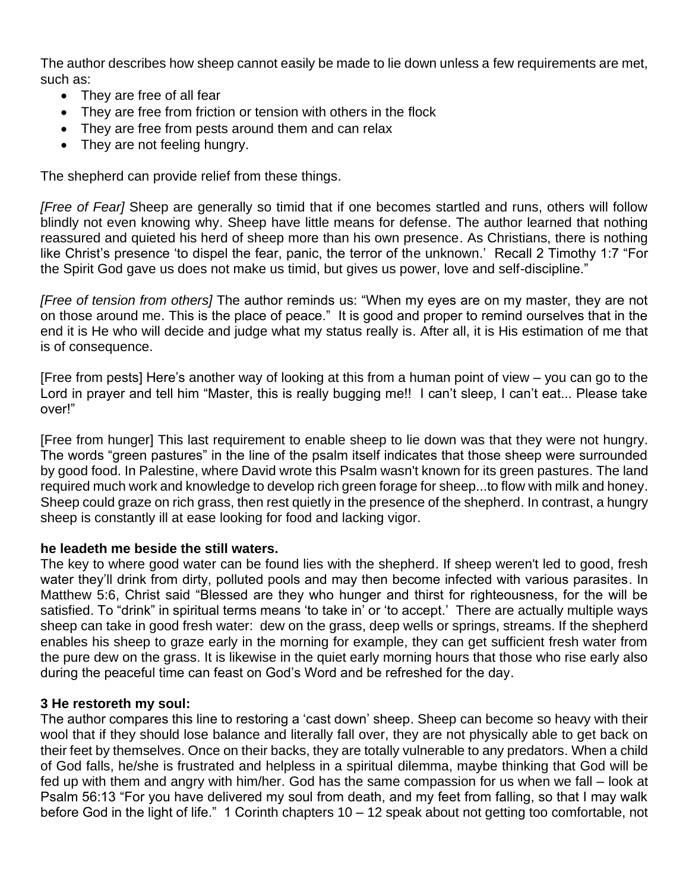The author describes how sheep cannot easily be made to lie down unless a few requirements are met, such as:

- They are free of all fear
- They are free from friction or tension with others in the flock
- They are free from pests around them and can relax
- They are not feeling hungry.

The shepherd can provide relief from these things.

*[Free of Fear]* Sheep are generally so timid that if one becomes startled and runs, others will follow blindly not even knowing why. Sheep have little means for defense. The author learned that nothing reassured and quieted his herd of sheep more than his own presence. As Christians, there is nothing like Christ's presence 'to dispel the fear, panic, the terror of the unknown.' Recall 2 Timothy 1:7 "For the Spirit God gave us does not make us timid, but gives us power, love and self-discipline."

*[Free of tension from others]* The author reminds us: "When my eyes are on my master, they are not on those around me. This is the place of peace." It is good and proper to remind ourselves that in the end it is He who will decide and judge what my status really is. After all, it is His estimation of me that is of consequence.

[Free from pests] Here's another way of looking at this from a human point of view – you can go to the Lord in prayer and tell him "Master, this is really bugging me!! I can't sleep, I can't eat... Please take over!"

[Free from hunger] This last requirement to enable sheep to lie down was that they were not hungry. The words "green pastures" in the line of the psalm itself indicates that those sheep were surrounded by good food. In Palestine, where David wrote this Psalm wasn't known for its green pastures. The land required much work and knowledge to develop rich green forage for sheep...to flow with milk and honey. Sheep could graze on rich grass, then rest quietly in the presence of the shepherd. In contrast, a hungry sheep is constantly ill at ease looking for food and lacking vigor.

**he leadeth me beside the still waters.**

The key to where good water can be found lies with the shepherd. If sheep weren't led to good, fresh water they'll drink from dirty, polluted pools and may then become infected with various parasites. In Matthew 5:6, Christ said "Blessed are they who hunger and thirst for righteousness, for the will be satisfied. To "drink" in spiritual terms means 'to take in' or 'to accept.' There are actually multiple ways sheep can take in good fresh water: dew on the grass, deep wells or springs, streams. If the shepherd enables his sheep to graze early in the morning for example, they can get sufficient fresh water from the pure dew on the grass. It is likewise in the quiet early morning hours that those who rise early also during the peaceful time can feast on God's Word and be refreshed for the day.

**3 He restoreth my soul:**

The author compares this line to restoring a 'cast down' sheep. Sheep can become so heavy with their wool that if they should lose balance and literally fall over, they are not physically able to get back on their feet by themselves. Once on their backs, they are totally vulnerable to any predators. When a child of God falls, he/she is frustrated and helpless in a spiritual dilemma, maybe thinking that God will be fed up with them and angry with him/her. God has the same compassion for us when we fall – look at Psalm 56:13 "For you have delivered my soul from death, and my feet from falling, so that I may walk before God in the light of life." 1 Corinth chapters 10 – 12 speak about not getting too comfortable, not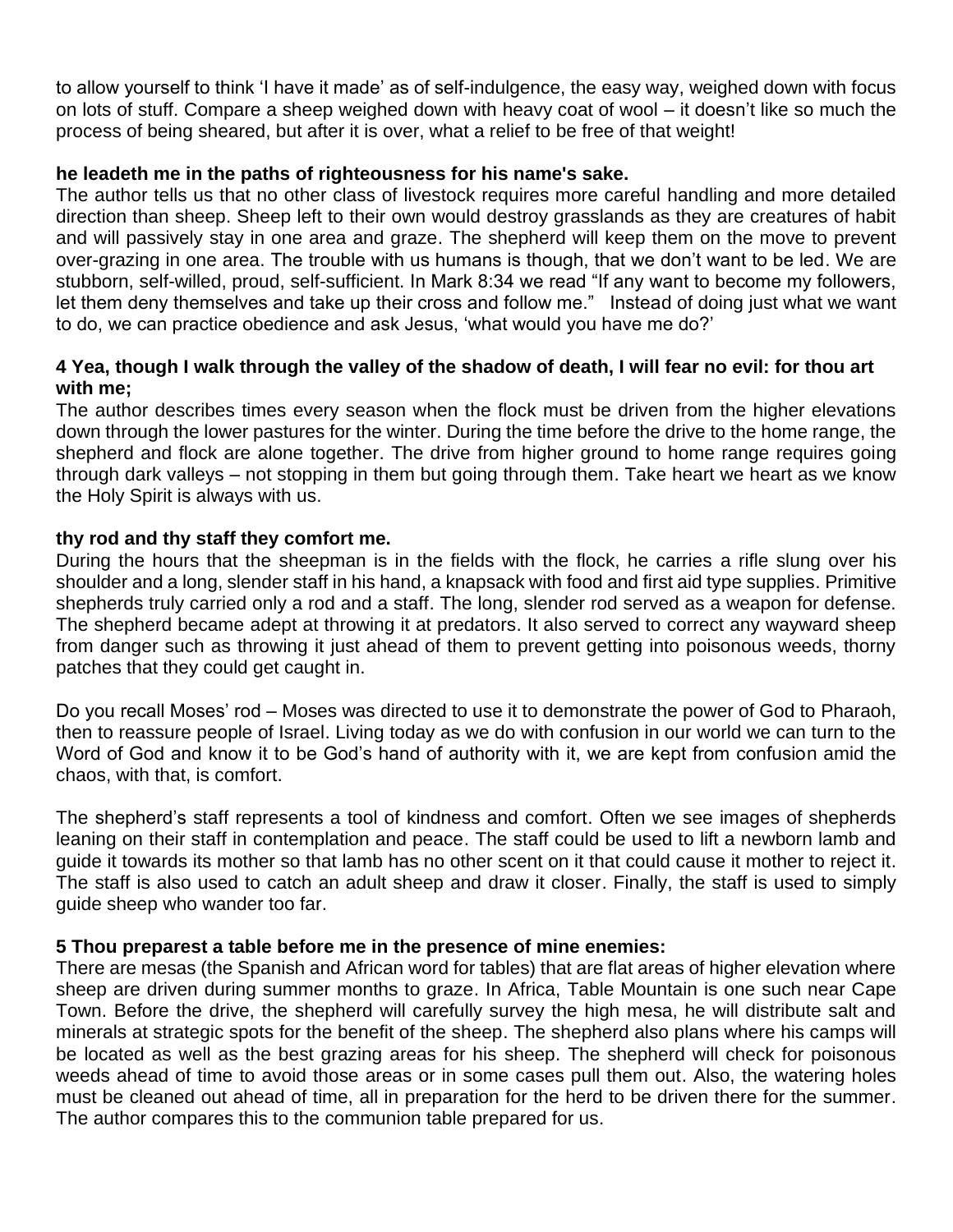to allow yourself to think 'I have it made' as of self-indulgence, the easy way, weighed down with focus on lots of stuff. Compare a sheep weighed down with heavy coat of wool – it doesn't like so much the process of being sheared, but after it is over, what a relief to be free of that weight!

**he leadeth me in the paths of righteousness for his name's sake.**

The author tells us that no other class of livestock requires more careful handling and more detailed direction than sheep. Sheep left to their own would destroy grasslands as they are creatures of habit and will passively stay in one area and graze. The shepherd will keep them on the move to prevent over-grazing in one area. The trouble with us humans is though, that we don't want to be led. We are stubborn, self-willed, proud, self-sufficient. In Mark 8:34 we read "If any want to become my followers, let them deny themselves and take up their cross and follow me." Instead of doing just what we want to do, we can practice obedience and ask Jesus, 'what would you have me do?'

**4 Yea, though I walk through the valley of the shadow of death, I will fear no evil: for thou art with me;**

The author describes times every season when the flock must be driven from the higher elevations down through the lower pastures for the winter. During the time before the drive to the home range, the shepherd and flock are alone together. The drive from higher ground to home range requires going through dark valleys – not stopping in them but going through them. Take heart we heart as we know the Holy Spirit is always with us.

**thy rod and thy staff they comfort me.**

During the hours that the sheepman is in the fields with the flock, he carries a rifle slung over his shoulder and a long, slender staff in his hand, a knapsack with food and first aid type supplies. Primitive shepherds truly carried only a rod and a staff. The long, slender rod served as a weapon for defense. The shepherd became adept at throwing it at predators. It also served to correct any wayward sheep from danger such as throwing it just ahead of them to prevent getting into poisonous weeds, thorny patches that they could get caught in.

Do you recall Moses' rod – Moses was directed to use it to demonstrate the power of God to Pharaoh, then to reassure people of Israel. Living today as we do with confusion in our world we can turn to the Word of God and know it to be God's hand of authority with it, we are kept from confusion amid the chaos, with that, is comfort.

The shepherd's staff represents a tool of kindness and comfort. Often we see images of shepherds leaning on their staff in contemplation and peace. The staff could be used to lift a newborn lamb and guide it towards its mother so that lamb has no other scent on it that could cause it mother to reject it. The staff is also used to catch an adult sheep and draw it closer. Finally, the staff is used to simply guide sheep who wander too far.

**5 Thou preparest a table before me in the presence of mine enemies:**

There are mesas (the Spanish and African word for tables) that are flat areas of higher elevation where sheep are driven during summer months to graze. In Africa, Table Mountain is one such near Cape Town. Before the drive, the shepherd will carefully survey the high mesa, he will distribute salt and minerals at strategic spots for the benefit of the sheep. The shepherd also plans where his camps will be located as well as the best grazing areas for his sheep. The shepherd will check for poisonous weeds ahead of time to avoid those areas or in some cases pull them out. Also, the watering holes must be cleaned out ahead of time, all in preparation for the herd to be driven there for the summer. The author compares this to the communion table prepared for us.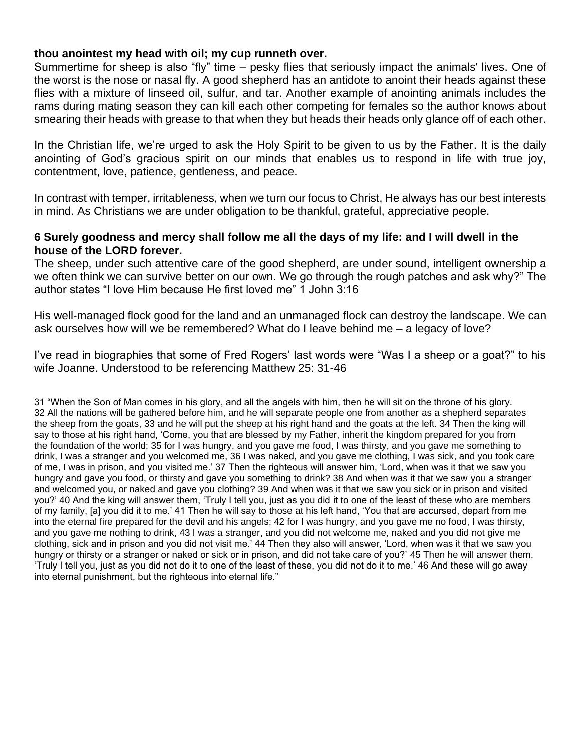**thou anointest my head with oil; my cup runneth over.**

Summertime for sheep is also "fly" time – pesky flies that seriously impact the animals' lives. One of the worst is the nose or nasal fly. A good shepherd has an antidote to anoint their heads against these flies with a mixture of linseed oil, sulfur, and tar. Another example of anointing animals includes the rams during mating season they can kill each other competing for females so the author knows about smearing their heads with grease to that when they but heads their heads only glance off of each other.

In the Christian life, we're urged to ask the Holy Spirit to be given to us by the Father. It is the daily anointing of God's gracious spirit on our minds that enables us to respond in life with true joy, contentment, love, patience, gentleness, and peace.

In contrast with temper, irritableness, when we turn our focus to Christ, He always has our best interests in mind. As Christians we are under obligation to be thankful, grateful, appreciative people.

**6 Surely goodness and mercy shall follow me all the days of my life: and I will dwell in the house of the LORD forever.**

The sheep, under such attentive care of the good shepherd, are under sound, intelligent ownership a we often think we can survive better on our own. We go through the rough patches and ask why?" The author states "I love Him because He first loved me" 1 John 3:16

His well-managed flock good for the land and an unmanaged flock can destroy the landscape. We can ask ourselves how will we be remembered? What do I leave behind me – a legacy of love?

I've read in biographies that some of Fred Rogers' last words were "Was I a sheep or a goat?" to his wife Joanne. Understood to be referencing Matthew 25: 31-46

31 "When the Son of Man comes in his glory, and all the angels with him, then he will sit on the throne of his glory. 32 All the nations will be gathered before him, and he will separate people one from another as a shepherd separates the sheep from the goats, 33 and he will put the sheep at his right hand and the goats at the left. 34 Then the king will say to those at his right hand, 'Come, you that are blessed by my Father, inherit the kingdom prepared for you from the foundation of the world; 35 for I was hungry, and you gave me food, I was thirsty, and you gave me something to drink, I was a stranger and you welcomed me, 36 I was naked, and you gave me clothing, I was sick, and you took care of me, I was in prison, and you visited me.' 37 Then the righteous will answer him, 'Lord, when was it that we saw you hungry and gave you food, or thirsty and gave you something to drink? 38 And when was it that we saw you a stranger and welcomed you, or naked and gave you clothing? 39 And when was it that we saw you sick or in prison and visited you?' 40 And the king will answer them, 'Truly I tell you, just as you did it to one of the least of these who are members of my family, [a] you did it to me.' 41 Then he will say to those at his left hand, 'You that are accursed, depart from me into the eternal fire prepared for the devil and his angels; 42 for I was hungry, and you gave me no food, I was thirsty, and you gave me nothing to drink, 43 I was a stranger, and you did not welcome me, naked and you did not give me clothing, sick and in prison and you did not visit me.' 44 Then they also will answer, 'Lord, when was it that we saw you hungry or thirsty or a stranger or naked or sick or in prison, and did not take care of you?' 45 Then he will answer them, 'Truly I tell you, just as you did not do it to one of the least of these, you did not do it to me.' 46 And these will go away into eternal punishment, but the righteous into eternal life."